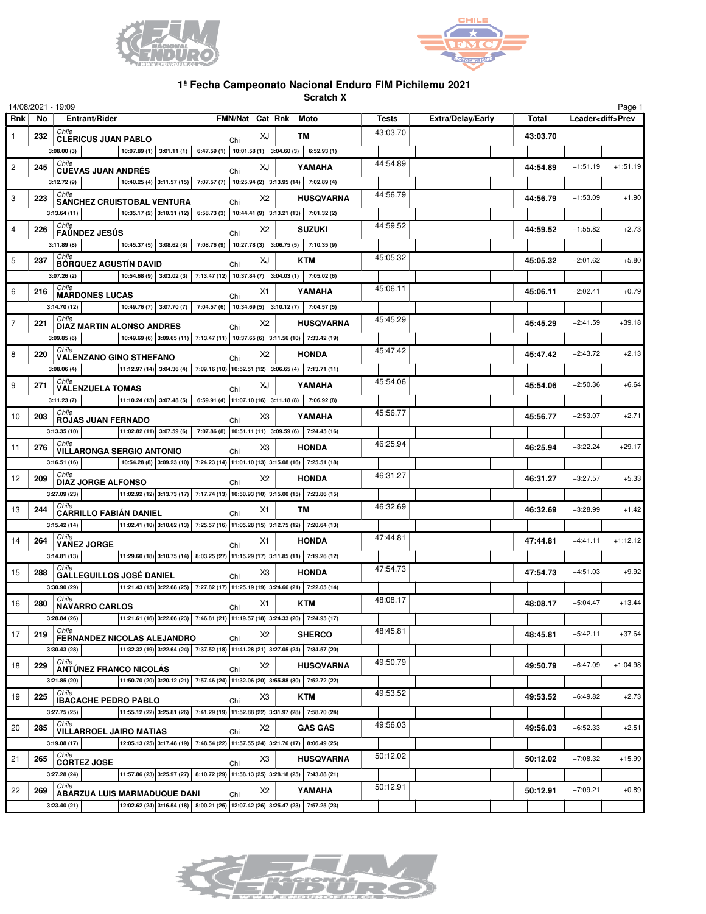# 1ª Fecha Campeonato Nacional Enduro FIM Pichilemu 2021

## Scratch X

14/08/2021 - 19:09

| Rnk | No | Entrant/Rider | FMN/Nat | Cat | Rnk | Moto | Tests | Extra/Delay/Early | Total | Leader<diff>Prev | |
|---|---|---|---|---|---|---|---|---|---|---|---|
| 1 | 232 | Chile<br>CLERICUS JUAN PABLO | Chi | XJ | | TM | 43:03.70 | | 43:03.70 | | |
| | | 3:08.00 (3) / 10:07.89 (1) / 3:01.11 (1) / 6:47.59 (1) / 10:01.58 (1) / 3:04.60 (3) / 6:52.93 (1) | | | | | | | | | |
| 2 | 245 | Chile<br>CUEVAS JUAN ANDRÉS | Chi | XJ | | YAMAHA | 44:54.89 | | 44:54.89 | +1:51.19 | +1:51.19 |
| | | 3:12.72 (9) / 10:40.25 (4) / 3:11.57 (15) / 7:07.57 (7) / 10:25.94 (2) / 3:13.95 (14) / 7:02.89 (4) | | | | | | | | | |
| 3 | 223 | Chile<br>SANCHEZ CRUISTOBAL VENTURA | Chi | X2 | | HUSQVARNA | 44:56.79 | | 44:56.79 | +1:53.09 | +1.90 |
| | | 3:13.64 (11) / 10:35.17 (2) / 3:10.31 (12) / 6:58.73 (3) / 10:44.41 (9) / 3:13.21 (13) / 7:01.32 (2) | | | | | | | | | |
| 4 | 226 | Chile<br>FAÚNDEZ JESÚS | Chi | X2 | | SUZUKI | 44:59.52 | | 44:59.52 | +1:55.82 | +2.73 |
| | | 3:11.89 (8) / 10:45.37 (5) / 3:08.62 (8) / 7:08.76 (9) / 10:27.78 (3) / 3:06.75 (5) / 7:10.35 (9) | | | | | | | | | |
| 5 | 237 | Chile<br>BÓRQUEZ AGUSTÍN DAVID | Chi | XJ | | KTM | 45:05.32 | | 45:05.32 | +2:01.62 | +5.80 |
| | | 3:07.26 (2) / 10:54.68 (9) / 3:03.02 (3) / 7:13.47 (12) / 10:37.84 (7) / 3:04.03 (1) / 7:05.02 (6) | | | | | | | | | |
| 6 | 216 | Chile<br>MARDONES LUCAS | Chi | X1 | | YAMAHA | 45:06.11 | | 45:06.11 | +2:02.41 | +0.79 |
| | | 3:14.70 (12) / 10:49.76 (7) / 3:07.70 (7) / 7:04.57 (6) / 10:34.69 (5) / 3:10.12 (7) / 7:04.57 (5) | | | | | | | | | |
| 7 | 221 | Chile<br>DIAZ MARTIN ALONSO ANDRES | Chi | X2 | | HUSQVARNA | 45:45.29 | | 45:45.29 | +2:41.59 | +39.18 |
| | | 3:09.85 (6) / 10:49.69 (6) / 3:09.65 (11) / 7:13.47 (11) / 10:37.65 (6) / 3:11.56 (10) / 7:33.42 (19) | | | | | | | | | |
| 8 | 220 | Chile<br>VALENZANO GINO STHEFANO | Chi | X2 | | HONDA | 45:47.42 | | 45:47.42 | +2:43.72 | +2.13 |
| | | 3:08.06 (4) / 11:12.97 (14) / 3:04.36 (4) / 7:09.16 (10) / 10:52.51 (12) / 3:06.65 (4) / 7:13.71 (11) | | | | | | | | | |
| 9 | 271 | Chile<br>VALENZUELA TOMAS | Chi | XJ | | YAMAHA | 45:54.06 | | 45:54.06 | +2:50.36 | +6.64 |
| | | 3:11.23 (7) / 11:10.24 (13) / 3:07.48 (5) / 6:59.91 (4) / 11:07.10 (16) / 3:11.18 (8) / 7:06.92 (8) | | | | | | | | | |
| 10 | 203 | Chile<br>ROJAS JUAN FERNADO | Chi | X3 | | YAMAHA | 45:56.77 | | 45:56.77 | +2:53.07 | +2.71 |
| | | 3:13.35 (10) / 11:02.82 (11) / 3:07.59 (6) / 7:07.86 (8) / 10:51.11 (11) / 3:09.59 (6) / 7:24.45 (16) | | | | | | | | | |
| 11 | 276 | Chile<br>VILLARONGA SERGIO ANTONIO | Chi | X3 | | HONDA | 46:25.94 | | 46:25.94 | +3:22.24 | +29.17 |
| | | 3:16.51 (16) / 10:54.28 (8) / 3:09.23 (10) / 7:24.23 (14) / 11:01.10 (13) / 3:15.08 (16) / 7:25.51 (18) | | | | | | | | | |
| 12 | 209 | Chile<br>DIAZ JORGE ALFONSO | Chi | X2 | | HONDA | 46:31.27 | | 46:31.27 | +3:27.57 | +5.33 |
| | | 3:27.09 (23) / 11:02.92 (12) / 3:13.73 (17) / 7:17.74 (13) / 10:50.93 (10) / 3:15.00 (15) / 7:23.86 (15) | | | | | | | | | |
| 13 | 244 | Chile<br>CARRILLO FABIÁN DANIEL | Chi | X1 | | TM | 46:32.69 | | 46:32.69 | +3:28.99 | +1.42 |
| | | 3:15.42 (14) / 11:02.41 (10) / 3:10.62 (13) / 7:25.57 (16) / 11:05.28 (15) / 3:12.75 (12) / 7:20.64 (13) | | | | | | | | | |
| 14 | 264 | Chile<br>YAÑEZ JORGE | Chi | X1 | | HONDA | 47:44.81 | | 47:44.81 | +4:41.11 | +1:12.12 |
| | | 3:14.81 (13) / 11:29.60 (18) / 3:10.75 (14) / 8:03.25 (27) / 11:15.29 (17) / 3:11.85 (11) / 7:19.26 (12) | | | | | | | | | |
| 15 | 288 | Chile<br>GALLEGUILLOS JOSÉ DANIEL | Chi | X3 | | HONDA | 47:54.73 | | 47:54.73 | +4:51.03 | +9.92 |
| | | 3:30.90 (29) / 11:21.43 (15) / 3:22.68 (25) / 7:27.82 (17) / 11:25.19 (19) / 3:24.66 (21) / 7:22.05 (14) | | | | | | | | | |
| 16 | 280 | Chile<br>NAVARRO CARLOS | Chi | X1 | | KTM | 48:08.17 | | 48:08.17 | +5:04.47 | +13.44 |
| | | 3:28.84 (26) / 11:21.61 (16) / 3:22.06 (23) / 7:46.81 (21) / 11:19.57 (18) / 3:24.33 (20) / 7:24.95 (17) | | | | | | | | | |
| 17 | 219 | Chile<br>FERNANDEZ NICOLAS ALEJANDRO | Chi | X2 | | SHERCO | 48:45.81 | | 48:45.81 | +5:42.11 | +37.64 |
| | | 3:30.43 (28) / 11:32.32 (19) / 3:22.64 (24) / 7:37.52 (18) / 11:41.28 (21) / 3:27.05 (24) / 7:34.57 (20) | | | | | | | | | |
| 18 | 229 | Chile<br>ANTÚNEZ FRANCO NICOLÁS | Chi | X2 | | HUSQVARNA | 49:50.79 | | 49:50.79 | +6:47.09 | +1:04.98 |
| | | 3:21.85 (20) / 11:50.70 (20) / 3:20.12 (21) / 7:57.46 (24) / 11:32.06 (20) / 3:55.88 (30) / 7:52.72 (22) | | | | | | | | | |
| 19 | 225 | Chile<br>IBACACHE PEDRO PABLO | Chi | X3 | | KTM | 49:53.52 | | 49:53.52 | +6:49.82 | +2.73 |
| | | 3:27.75 (25) / 11:55.12 (22) / 3:25.81 (26) / 7:41.29 (19) / 11:52.88 (22) / 3:31.97 (28) / 7:58.70 (24) | | | | | | | | | |
| 20 | 285 | Chile<br>VILLARROEL JAIRO MATIAS | Chi | X2 | | GAS GAS | 49:56.03 | | 49:56.03 | +6:52.33 | +2.51 |
| | | 3:19.08 (17) / 12:05.13 (25) / 3:17.48 (19) / 7:48.54 (22) / 11:57.55 (24) / 3:21.76 (17) / 8:06.49 (25) | | | | | | | | | |
| 21 | 265 | Chile<br>CORTEZ JOSE | Chi | X3 | | HUSQVARNA | 50:12.02 | | 50:12.02 | +7:08.32 | +15.99 |
| | | 3:27.28 (24) / 11:57.86 (23) / 3:25.97 (27) / 8:10.72 (29) / 11:58.13 (25) / 3:28.18 (25) / 7:43.88 (21) | | | | | | | | | |
| 22 | 269 | Chile<br>ABARZUA LUIS MARMADUQUE DANI | Chi | X2 | | YAMAHA | 50:12.91 | | 50:12.91 | +7:09.21 | +0.89 |
| | | 3:23.40 (21) / 12:02.62 (24) / 3:16.54 (18) / 8:00.21 (25) / 12:07.42 (26) / 3:25.47 (23) / 7:57.25 (23) | | | | | | | | | |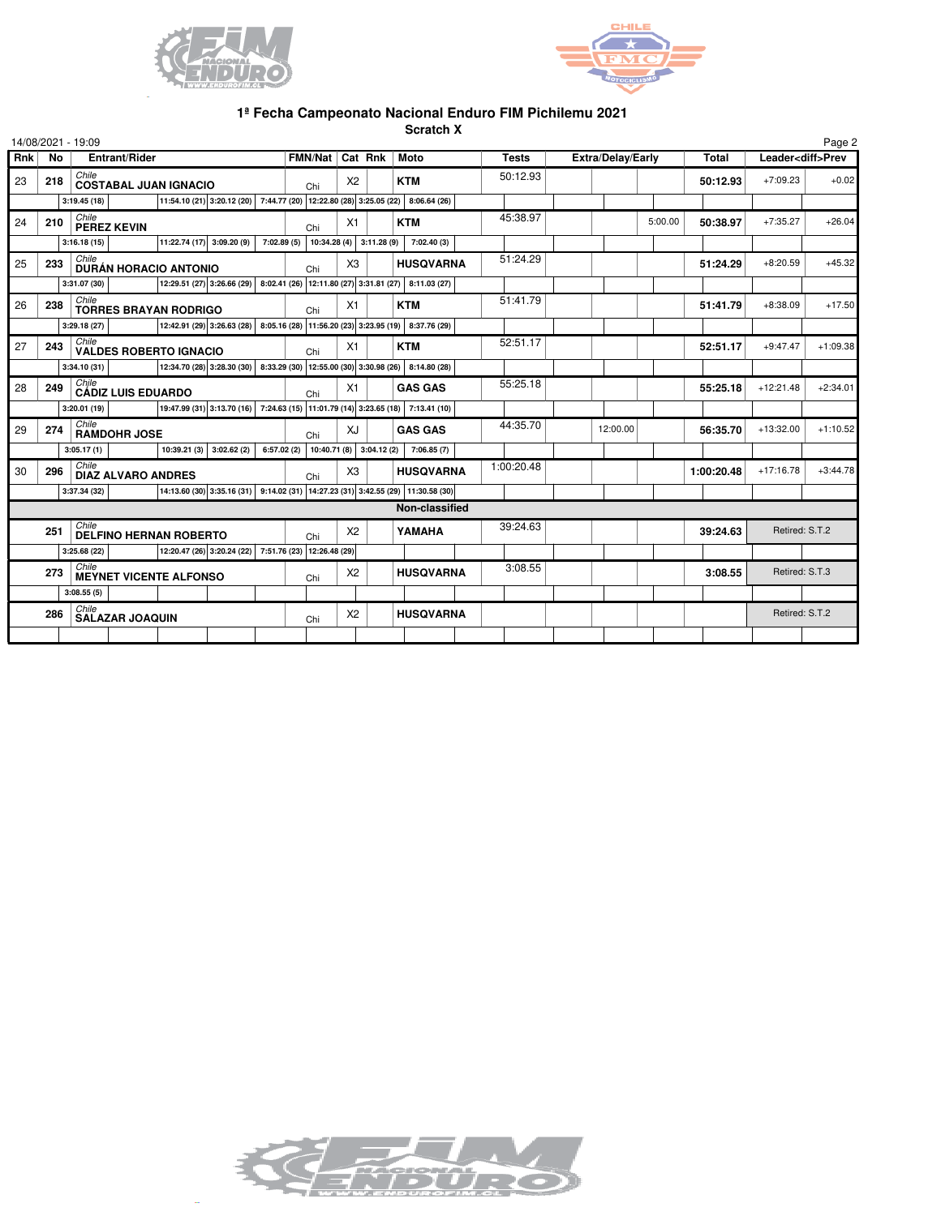## 1ª Fecha Campeonato Nacional Enduro FIM Pichilemu 2021

### Scratch X

14/08/2021 - 19:09

| Rnk | No | Entrant/Rider | FMN/Nat | Cat | Rnk | Moto | Tests | Extra/Delay/Early | | | Total | Leader<diff>Prev | |
|---|---|---|---|---|---|---|---|---|---|---|---|---|---|
| 23 | 218 | Chile COSTABAL JUAN IGNACIO | Chi | X2 | | KTM | 50:12.93 | | | | **50:12.93** | +7:09.23 | +0.02 |
| | | 3:19.45 (18) / 11:54.10 (21) / 3:20.12 (20) / 7:44.77 (20) / 12:22.80 (28) / 3:25.05 (22) / 8:06.64 (26) | | | | | | | | | | | |
| 24 | 210 | Chile PEREZ KEVIN | Chi | X1 | | KTM | 45:38.97 | | | 5:00.00 | **50:38.97** | +7:35.27 | +26.04 |
| | | 3:16.18 (15) / 11:22.74 (17) / 3:09.20 (9) / 7:02.89 (5) / 10:34.28 (4) / 3:11.28 (9) / 7:02.40 (3) | | | | | | | | | | | |
| 25 | 233 | Chile DURÁN HORACIO ANTONIO | Chi | X3 | | HUSQVARNA | 51:24.29 | | | | **51:24.29** | +8:20.59 | +45.32 |
| | | 3:31.07 (30) / 12:29.51 (27) / 3:26.66 (29) / 8:02.41 (26) / 12:11.80 (27) / 3:31.81 (27) / 8:11.03 (27) | | | | | | | | | | | |
| 26 | 238 | Chile TORRES BRAYAN RODRIGO | Chi | X1 | | KTM | 51:41.79 | | | | **51:41.79** | +8:38.09 | +17.50 |
| | | 3:29.18 (27) / 12:42.91 (29) / 3:26.63 (28) / 8:05.16 (28) / 11:56.20 (23) / 3:23.95 (19) / 8:37.76 (29) | | | | | | | | | | | |
| 27 | 243 | Chile VALDES ROBERTO IGNACIO | Chi | X1 | | KTM | 52:51.17 | | | | **52:51.17** | +9:47.47 | +1:09.38 |
| | | 3:34.10 (31) / 12:34.70 (28) / 3:28.30 (30) / 8:33.29 (30) / 12:55.00 (30) / 3:30.98 (26) / 8:14.80 (28) | | | | | | | | | | | |
| 28 | 249 | Chile CÁDIZ LUIS EDUARDO | Chi | X1 | | GAS GAS | 55:25.18 | | | | **55:25.18** | +12:21.48 | +2:34.01 |
| | | 3:20.01 (19) / 19:47.99 (31) / 3:13.70 (16) / 7:24.63 (15) / 11:01.79 (14) / 3:23.65 (18) / 7:13.41 (10) | | | | | | | | | | | |
| 29 | 274 | Chile RAMDOHR JOSE | Chi | XJ | | GAS GAS | 44:35.70 | | 12:00.00 | | **56:35.70** | +13:32.00 | +1:10.52 |
| | | 3:05.17 (1) / 10:39.21 (3) / 3:02.62 (2) / 6:57.02 (2) / 10:40.71 (8) / 3:04.12 (2) / 7:06.85 (7) | | | | | | | | | | | |
| 30 | 296 | Chile DIAZ ALVARO ANDRES | Chi | X3 | | HUSQVARNA | 1:00:20.48 | | | | **1:00:20.48** | +17:16.78 | +3:44.78 |
| | | 3:37.34 (32) / 14:13.60 (30) / 3:35.16 (31) / 9:14.02 (31) / 14:27.23 (31) / 3:42.55 (29) / 11:30.58 (30) | | | | | | | | | | | |
| | | **Non-classified** | | | | | | | | | | | |
| | 251 | Chile DELFINO HERNAN ROBERTO | Chi | X2 | | YAMAHA | 39:24.63 | | | | **39:24.63** | Retired: S.T.2 | |
| | | 3:25.68 (22) / 12:20.47 (26) / 3:20.24 (22) / 7:51.76 (23) / 12:26.48 (29) | | | | | | | | | | | |
| | 273 | Chile MEYNET VICENTE ALFONSO | Chi | X2 | | HUSQVARNA | 3:08.55 | | | | **3:08.55** | Retired: S.T.3 | |
| | | 3:08.55 (5) | | | | | | | | | | | |
| | 286 | Chile SALAZAR JOAQUIN | Chi | X2 | | HUSQVARNA | | | | | | Retired: S.T.2 | |